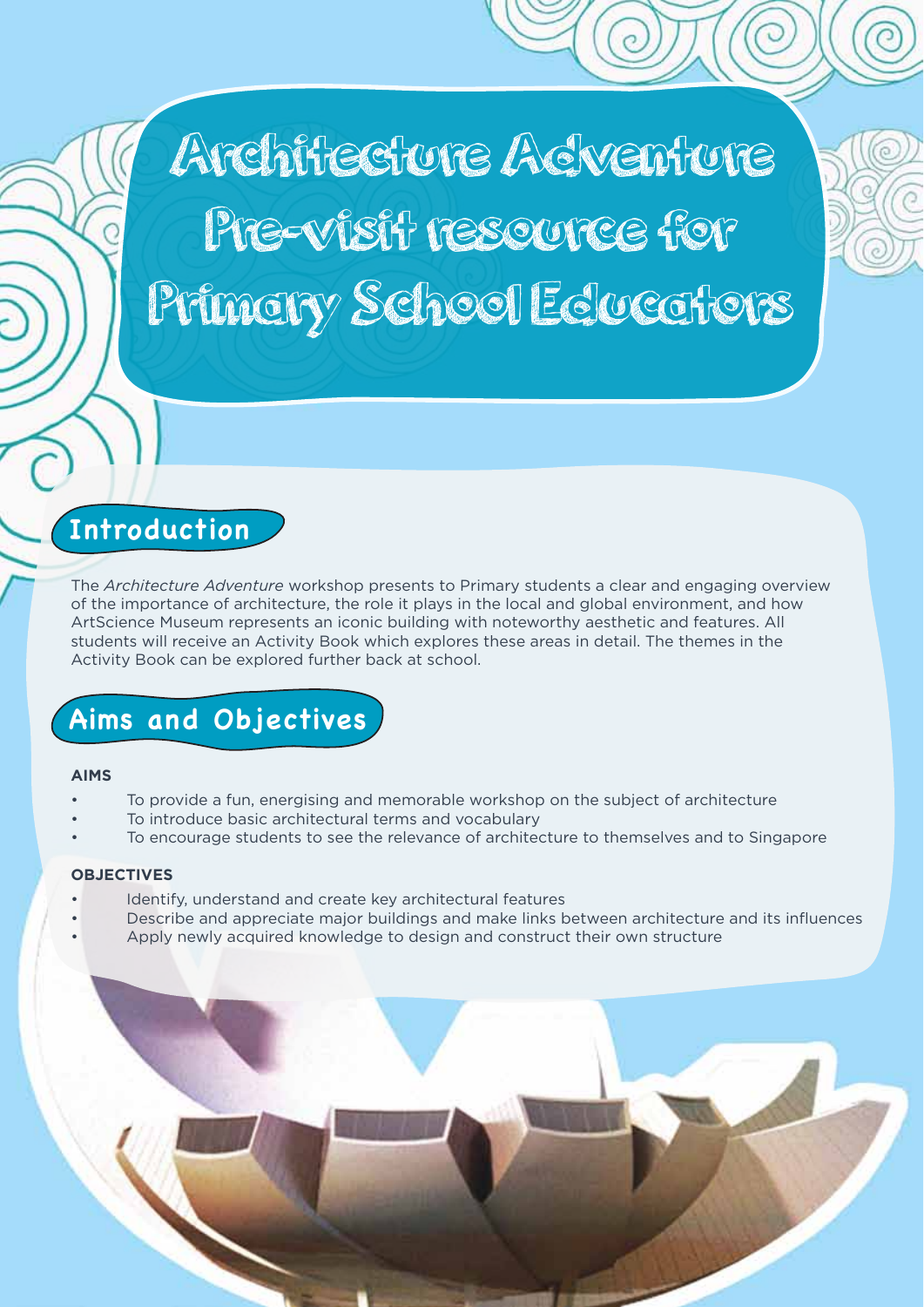# Architecture Adventure Pre-visit resource for Primary School Educators

## Introduction

The *Architecture Adventure* workshop presents to Primary students a clear and engaging overview of the importance of architecture, the role it plays in the local and global environment, and how ArtScience Museum represents an iconic building with noteworthy aesthetic and features. All students will receive an Activity Book which explores these areas in detail. The themes in the Activity Book can be explored further back at school.

## Aims and Objectives

**AIMS**

- To provide a fun, energising and memorable workshop on the subject of architecture
- To introduce basic architectural terms and vocabulary
- To encourage students to see the relevance of architecture to themselves and to Singapore

**OBJECTIVES**

- Identify, understand and create key architectural features
- Describe and appreciate major buildings and make links between architecture and its influences
- Apply newly acquired knowledge to design and construct their own structure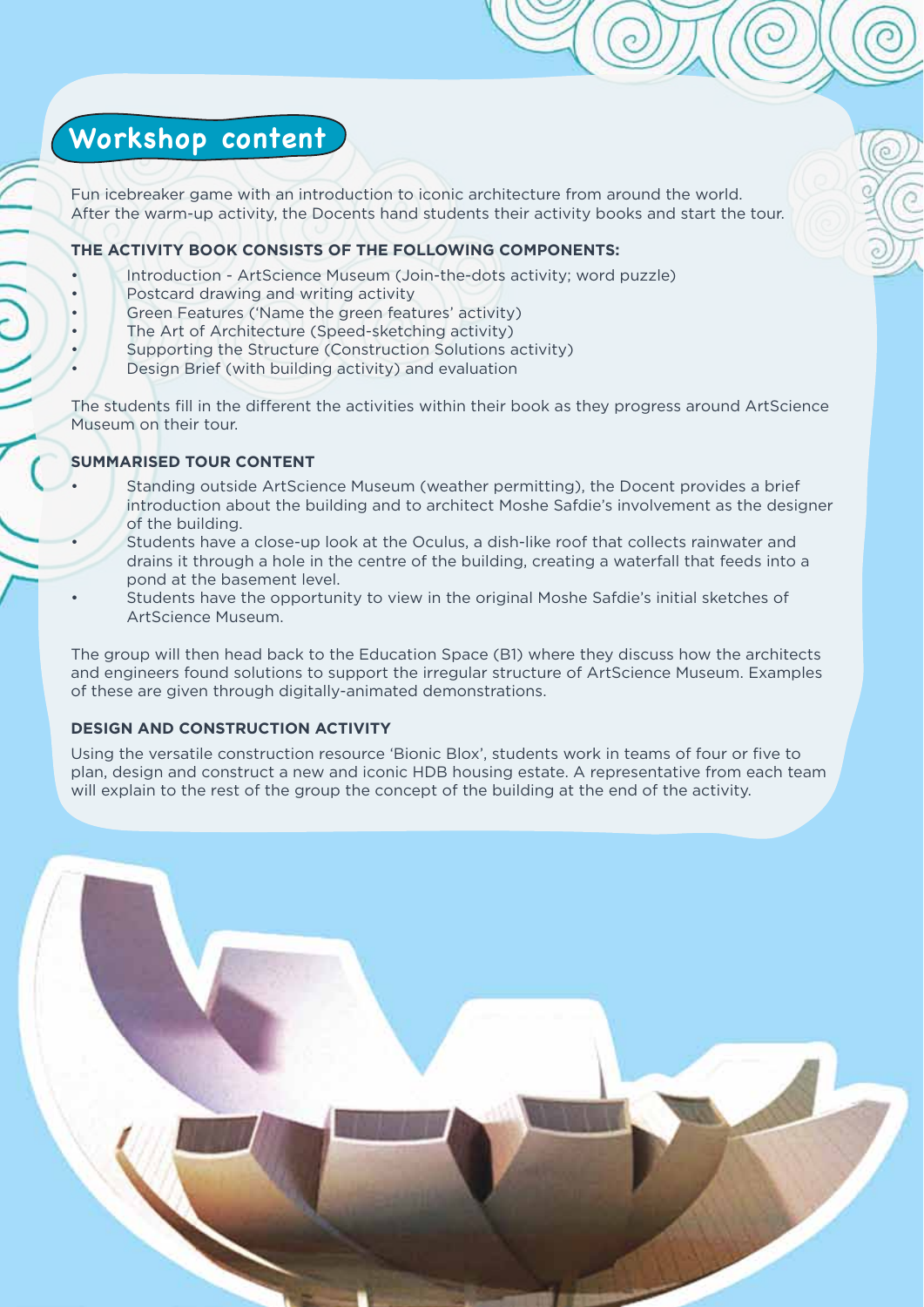## Workshop content

Fun icebreaker game with an introduction to iconic architecture from around the world. After the warm-up activity, the Docents hand students their activity books and start the tour.

**THE ACTIVITY BOOK CONSISTS OF THE FOLLOWING COMPONENTS:**

- Introduction - ArtScience Museum (Join-the-dots activity; word puzzle)
- Postcard drawing and writing activity
- Green Features ('Name the green features' activity)
- The Art of Architecture (Speed-sketching activity)
- Supporting the Structure (Construction Solutions activity)
- Design Brief (with building activity) and evaluation

The students fill in the different the activities within their book as they progress around ArtScience Museum on their tour.

**SUMMARISED TOUR CONTENT**

- Standing outside ArtScience Museum (weather permitting), the Docent provides a brief introduction about the building and to architect Moshe Safdie's involvement as the designer of the building.
- Students have a close-up look at the Oculus, a dish-like roof that collects rainwater and drains it through a hole in the centre of the building, creating a waterfall that feeds into a pond at the basement level.
- Students have the opportunity to view in the original Moshe Safdie's initial sketches of ArtScience Museum.

The group will then head back to the Education Space (B1) where they discuss how the architects and engineers found solutions to support the irregular structure of ArtScience Museum. Examples of these are given through digitally-animated demonstrations.

**DESIGN AND CONSTRUCTION ACTIVITY**

Using the versatile construction resource 'Bionic Blox', students work in teams of four or five to plan, design and construct a new and iconic HDB housing estate. A representative from each team will explain to the rest of the group the concept of the building at the end of the activity.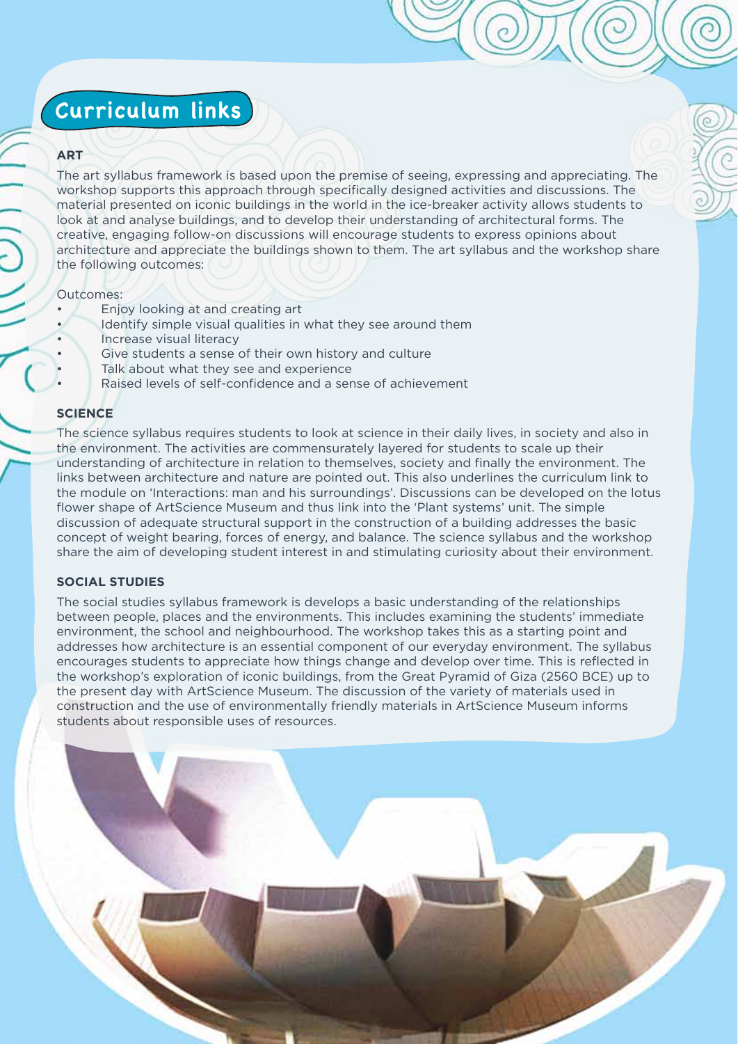# Curriculum links

### ART

The art syllabus framework is based upon the premise of seeing, expressing and appreciating. The workshop supports this approach through specifically designed activities and discussions. The material presented on iconic buildings in the world in the ice-breaker activity allows students to look at and analyse buildings, and to develop their understanding of architectural forms. The creative, engaging follow-on discussions will encourage students to express opinions about architecture and appreciate the buildings shown to them. The art syllabus and the workshop share the following outcomes:

Outcomes:

- Enjoy looking at and creating art
- Identify simple visual qualities in what they see around them
- Increase visual literacy
- Give students a sense of their own history and culture
- Talk about what they see and experience
- Raised levels of self-confidence and a sense of achievement

### SCIENCE

The science syllabus requires students to look at science in their daily lives, in society and also in the environment. The activities are commensurately layered for students to scale up their understanding of architecture in relation to themselves, society and finally the environment. The links between architecture and nature are pointed out. This also underlines the curriculum link to the module on 'Interactions: man and his surroundings'. Discussions can be developed on the lotus flower shape of ArtScience Museum and thus link into the 'Plant systems' unit. The simple discussion of adequate structural support in the construction of a building addresses the basic concept of weight bearing, forces of energy, and balance. The science syllabus and the workshop share the aim of developing student interest in and stimulating curiosity about their environment.

### SOCIAL STUDIES

The social studies syllabus framework is develops a basic understanding of the relationships between people, places and the environments. This includes examining the students' immediate environment, the school and neighbourhood. The workshop takes this as a starting point and addresses how architecture is an essential component of our everyday environment. The syllabus encourages students to appreciate how things change and develop over time. This is reflected in the workshop's exploration of iconic buildings, from the Great Pyramid of Giza (2560 BCE) up to the present day with ArtScience Museum. The discussion of the variety of materials used in construction and the use of environmentally friendly materials in ArtScience Museum informs students about responsible uses of resources.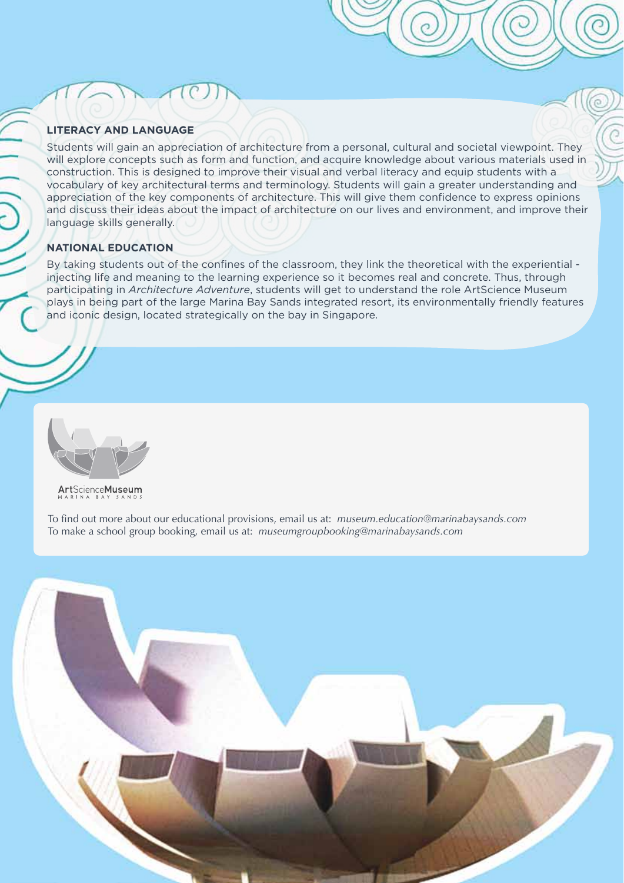## LITERACY AND LANGUAGE

Students will gain an appreciation of architecture from a personal, cultural and societal viewpoint. They will explore concepts such as form and function, and acquire knowledge about various materials used in construction. This is designed to improve their visual and verbal literacy and equip students with a vocabulary of key architectural terms and terminology. Students will gain a greater understanding and appreciation of the key components of architecture. This will give them confidence to express opinions and discuss their ideas about the impact of architecture on our lives and environment, and improve their language skills generally.

## NATIONAL EDUCATION

By taking students out of the confines of the classroom, they link the theoretical with the experiential - injecting life and meaning to the learning experience so it becomes real and concrete. Thus, through participating in *Architecture Adventure*, students will get to understand the role ArtScience Museum plays in being part of the large Marina Bay Sands integrated resort, its environmentally friendly features and iconic design, located strategically on the bay in Singapore.

ArtScienceMuseum
MARINA BAY SANDS

To find out more about our educational provisions, email us at: *museum.education@marinabaysands.com*
To make a school group booking, email us at: *museumgroupbooking@marinabaysands.com*